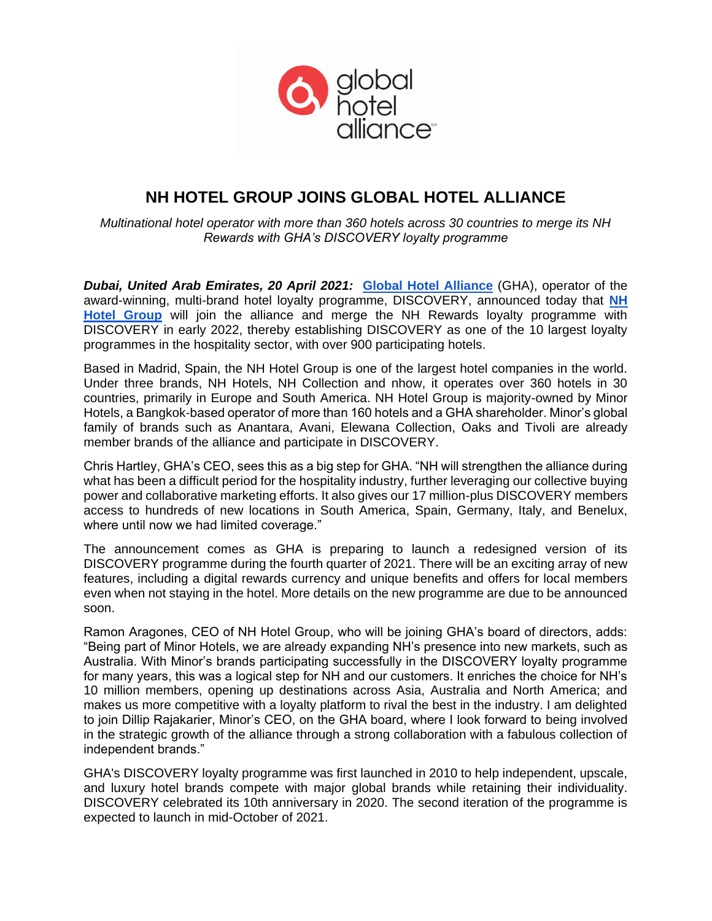# NH HOTEL GROUP JOINS GLOBAL HOTEL ALLIANCE

*Multinational hotel operator with more than 360 hotels across 30 countries to merge its NH Rewards with GHA's DISCOVERY loyalty programme*

***Dubai, United Arab Emirates, 20 April 2021:*** **Global Hotel Alliance** (GHA), operator of the award-winning, multi-brand hotel loyalty programme, DISCOVERY, announced today that **NH Hotel Group** will join the alliance and merge the NH Rewards loyalty programme with DISCOVERY in early 2022, thereby establishing DISCOVERY as one of the 10 largest loyalty programmes in the hospitality sector, with over 900 participating hotels.

Based in Madrid, Spain, the NH Hotel Group is one of the largest hotel companies in the world. Under three brands, NH Hotels, NH Collection and nhow, it operates over 360 hotels in 30 countries, primarily in Europe and South America. NH Hotel Group is majority-owned by Minor Hotels, a Bangkok-based operator of more than 160 hotels and a GHA shareholder. Minor's global family of brands such as Anantara, Avani, Elewana Collection, Oaks and Tivoli are already member brands of the alliance and participate in DISCOVERY.

Chris Hartley, GHA's CEO, sees this as a big step for GHA. "NH will strengthen the alliance during what has been a difficult period for the hospitality industry, further leveraging our collective buying power and collaborative marketing efforts. It also gives our 17 million-plus DISCOVERY members access to hundreds of new locations in South America, Spain, Germany, Italy, and Benelux, where until now we had limited coverage."

The announcement comes as GHA is preparing to launch a redesigned version of its DISCOVERY programme during the fourth quarter of 2021. There will be an exciting array of new features, including a digital rewards currency and unique benefits and offers for local members even when not staying in the hotel. More details on the new programme are due to be announced soon.

Ramon Aragones, CEO of NH Hotel Group, who will be joining GHA's board of directors, adds: "Being part of Minor Hotels, we are already expanding NH's presence into new markets, such as Australia. With Minor's brands participating successfully in the DISCOVERY loyalty programme for many years, this was a logical step for NH and our customers. It enriches the choice for NH's 10 million members, opening up destinations across Asia, Australia and North America; and makes us more competitive with a loyalty platform to rival the best in the industry. I am delighted to join Dillip Rajakarier, Minor's CEO, on the GHA board, where I look forward to being involved in the strategic growth of the alliance through a strong collaboration with a fabulous collection of independent brands."

GHA's DISCOVERY loyalty programme was first launched in 2010 to help independent, upscale, and luxury hotel brands compete with major global brands while retaining their individuality. DISCOVERY celebrated its 10th anniversary in 2020. The second iteration of the programme is expected to launch in mid-October of 2021.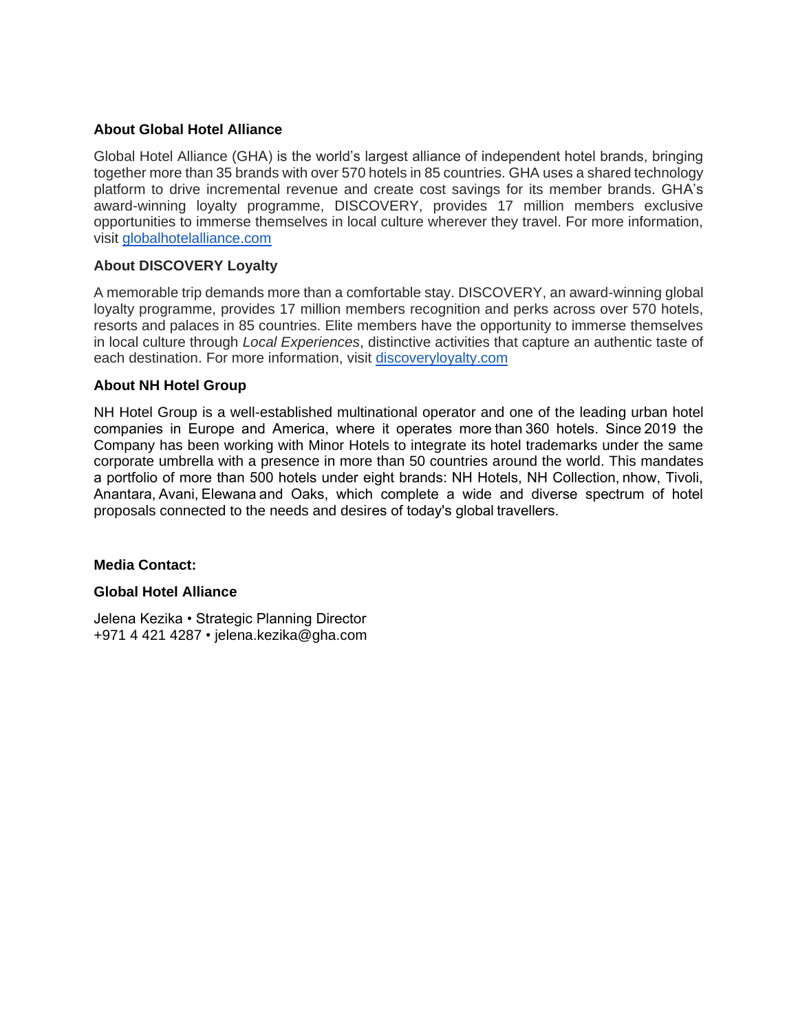**About Global Hotel Alliance**

Global Hotel Alliance (GHA) is the world's largest alliance of independent hotel brands, bringing together more than 35 brands with over 570 hotels in 85 countries. GHA uses a shared technology platform to drive incremental revenue and create cost savings for its member brands. GHA's award-winning loyalty programme, DISCOVERY, provides 17 million members exclusive opportunities to immerse themselves in local culture wherever they travel. For more information, visit [globalhotelalliance.com](globalhotelalliance.com)

**About DISCOVERY Loyalty**

A memorable trip demands more than a comfortable stay. DISCOVERY, an award-winning global loyalty programme, provides 17 million members recognition and perks across over 570 hotels, resorts and palaces in 85 countries. Elite members have the opportunity to immerse themselves in local culture through *Local Experiences*, distinctive activities that capture an authentic taste of each destination. For more information, visit [discoveryloyalty.com](discoveryloyalty.com)

**About NH Hotel Group**

NH Hotel Group is a well-established multinational operator and one of the leading urban hotel companies in Europe and America, where it operates more than 360 hotels. Since 2019 the Company has been working with Minor Hotels to integrate its hotel trademarks under the same corporate umbrella with a presence in more than 50 countries around the world. This mandates a portfolio of more than 500 hotels under eight brands: NH Hotels, NH Collection, nhow, Tivoli, Anantara, Avani, Elewana and Oaks, which complete a wide and diverse spectrum of hotel proposals connected to the needs and desires of today's global travellers.

**Media Contact:**

**Global Hotel Alliance**

Jelena Kezika • Strategic Planning Director
+971 4 421 4287 • jelena.kezika@gha.com